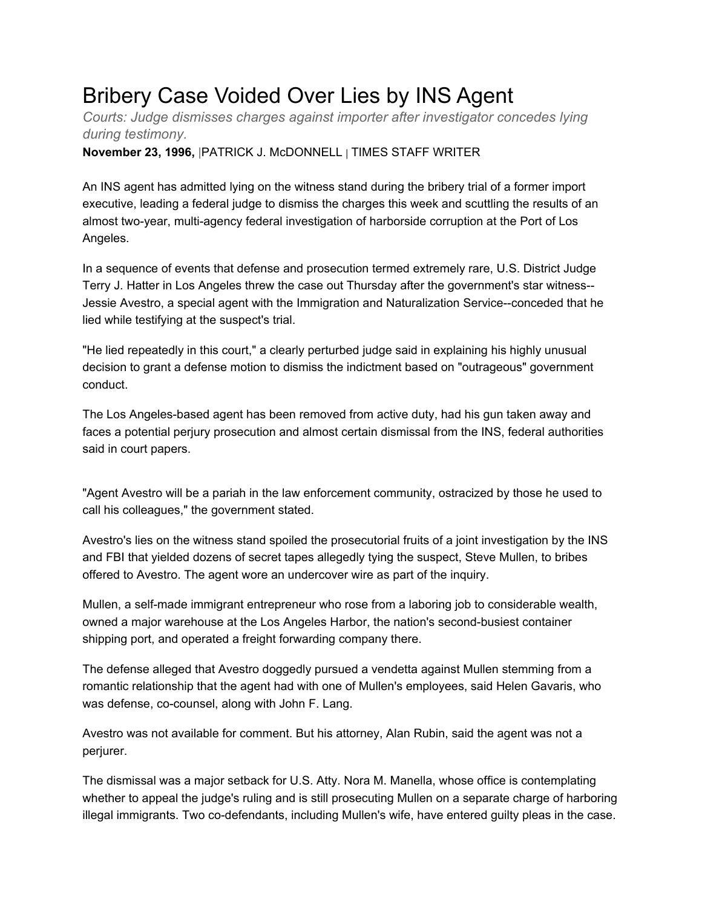# Bribery Case Voided Over Lies by INS Agent

*Courts: Judge dismisses charges against importer after investigator concedes lying during testimony.*

**November 23, 1996,** |PATRICK J. McDONNELL | TIMES STAFF WRITER

An INS agent has admitted lying on the witness stand during the bribery trial of a former import executive, leading a federal judge to dismiss the charges this week and scuttling the results of an almost two-year, multi-agency federal investigation of harborside corruption at the Port of Los Angeles.

In a sequence of events that defense and prosecution termed extremely rare, U.S. District Judge Terry J. Hatter in Los Angeles threw the case out Thursday after the government's star witness--Jessie Avestro, a special agent with the Immigration and Naturalization Service--conceded that he lied while testifying at the suspect's trial.

"He lied repeatedly in this court," a clearly perturbed judge said in explaining his highly unusual decision to grant a defense motion to dismiss the indictment based on "outrageous" government conduct.

The Los Angeles-based agent has been removed from active duty, had his gun taken away and faces a potential perjury prosecution and almost certain dismissal from the INS, federal authorities said in court papers.

"Agent Avestro will be a pariah in the law enforcement community, ostracized by those he used to call his colleagues," the government stated.

Avestro's lies on the witness stand spoiled the prosecutorial fruits of a joint investigation by the INS and FBI that yielded dozens of secret tapes allegedly tying the suspect, Steve Mullen, to bribes offered to Avestro. The agent wore an undercover wire as part of the inquiry.

Mullen, a self-made immigrant entrepreneur who rose from a laboring job to considerable wealth, owned a major warehouse at the Los Angeles Harbor, the nation's second-busiest container shipping port, and operated a freight forwarding company there.

The defense alleged that Avestro doggedly pursued a vendetta against Mullen stemming from a romantic relationship that the agent had with one of Mullen's employees, said Helen Gavaris, who was defense, co-counsel, along with John F. Lang.

Avestro was not available for comment. But his attorney, Alan Rubin, said the agent was not a perjurer.

The dismissal was a major setback for U.S. Atty. Nora M. Manella, whose office is contemplating whether to appeal the judge's ruling and is still prosecuting Mullen on a separate charge of harboring illegal immigrants. Two co-defendants, including Mullen's wife, have entered guilty pleas in the case.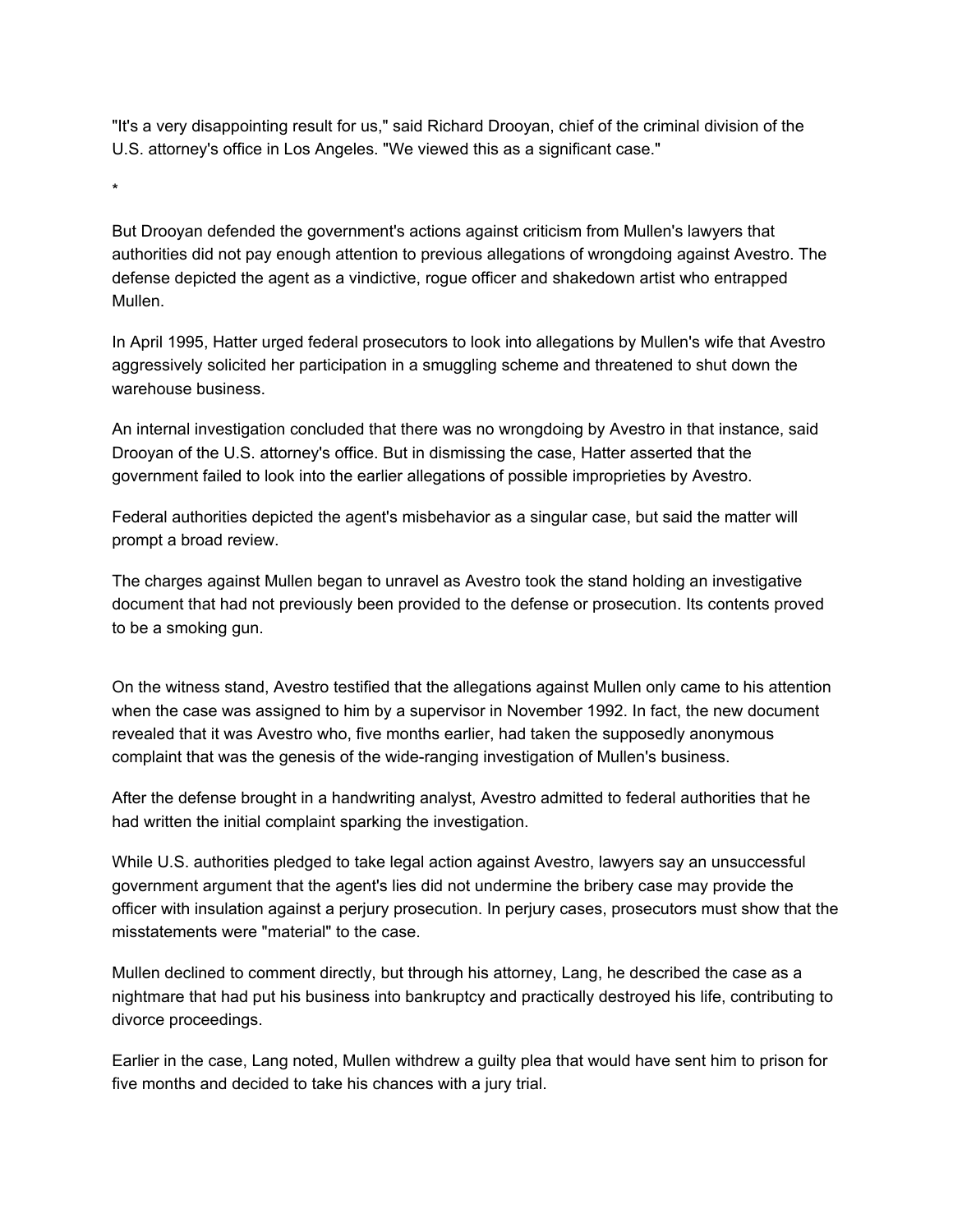"It's a very disappointing result for us," said Richard Drooyan, chief of the criminal division of the U.S. attorney's office in Los Angeles. "We viewed this as a significant case."

*

But Drooyan defended the government's actions against criticism from Mullen's lawyers that authorities did not pay enough attention to previous allegations of wrongdoing against Avestro. The defense depicted the agent as a vindictive, rogue officer and shakedown artist who entrapped Mullen.

In April 1995, Hatter urged federal prosecutors to look into allegations by Mullen's wife that Avestro aggressively solicited her participation in a smuggling scheme and threatened to shut down the warehouse business.

An internal investigation concluded that there was no wrongdoing by Avestro in that instance, said Drooyan of the U.S. attorney's office. But in dismissing the case, Hatter asserted that the government failed to look into the earlier allegations of possible improprieties by Avestro.

Federal authorities depicted the agent's misbehavior as a singular case, but said the matter will prompt a broad review.

The charges against Mullen began to unravel as Avestro took the stand holding an investigative document that had not previously been provided to the defense or prosecution. Its contents proved to be a smoking gun.

On the witness stand, Avestro testified that the allegations against Mullen only came to his attention when the case was assigned to him by a supervisor in November 1992. In fact, the new document revealed that it was Avestro who, five months earlier, had taken the supposedly anonymous complaint that was the genesis of the wide-ranging investigation of Mullen's business.

After the defense brought in a handwriting analyst, Avestro admitted to federal authorities that he had written the initial complaint sparking the investigation.

While U.S. authorities pledged to take legal action against Avestro, lawyers say an unsuccessful government argument that the agent's lies did not undermine the bribery case may provide the officer with insulation against a perjury prosecution. In perjury cases, prosecutors must show that the misstatements were "material" to the case.

Mullen declined to comment directly, but through his attorney, Lang, he described the case as a nightmare that had put his business into bankruptcy and practically destroyed his life, contributing to divorce proceedings.

Earlier in the case, Lang noted, Mullen withdrew a guilty plea that would have sent him to prison for five months and decided to take his chances with a jury trial.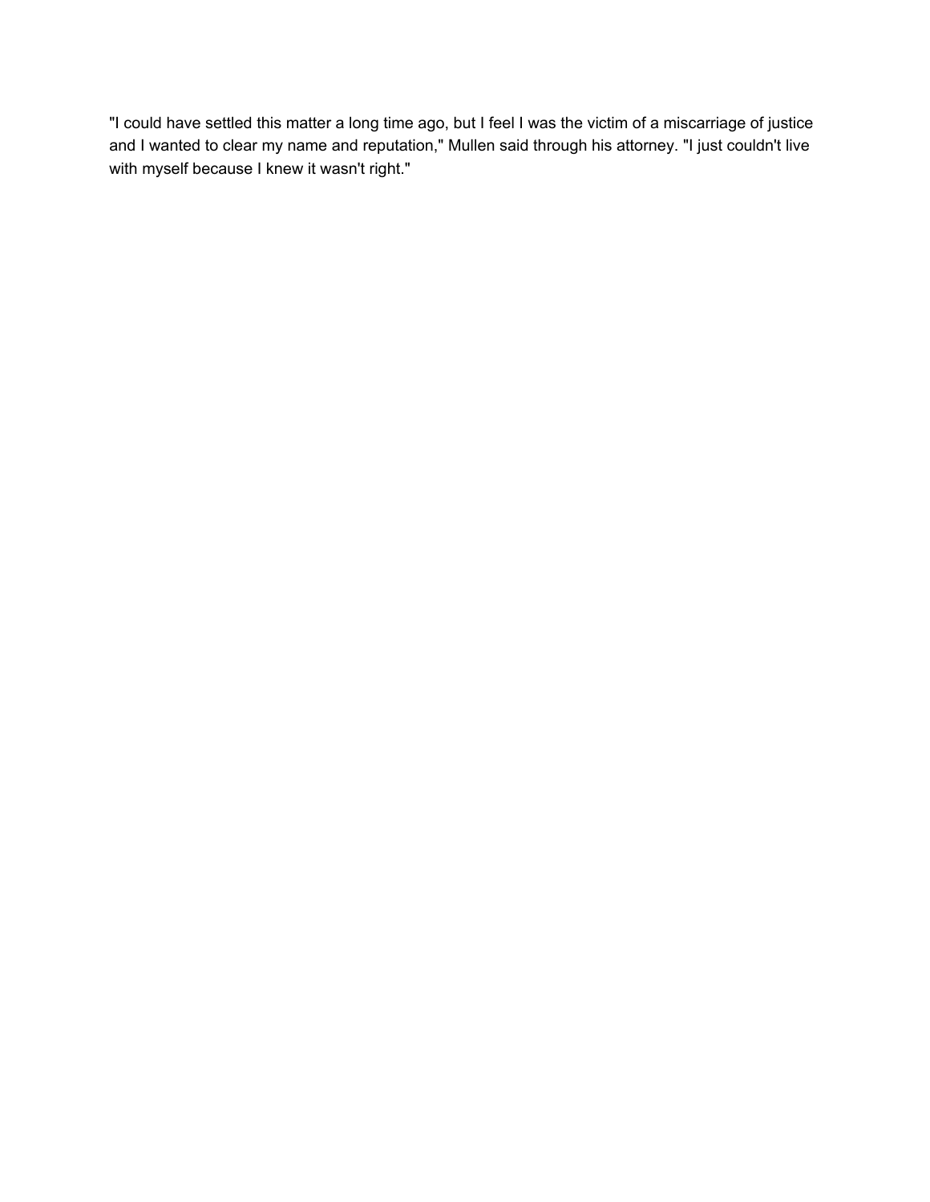"I could have settled this matter a long time ago, but I feel I was the victim of a miscarriage of justice and I wanted to clear my name and reputation," Mullen said through his attorney. "I just couldn't live with myself because I knew it wasn't right."